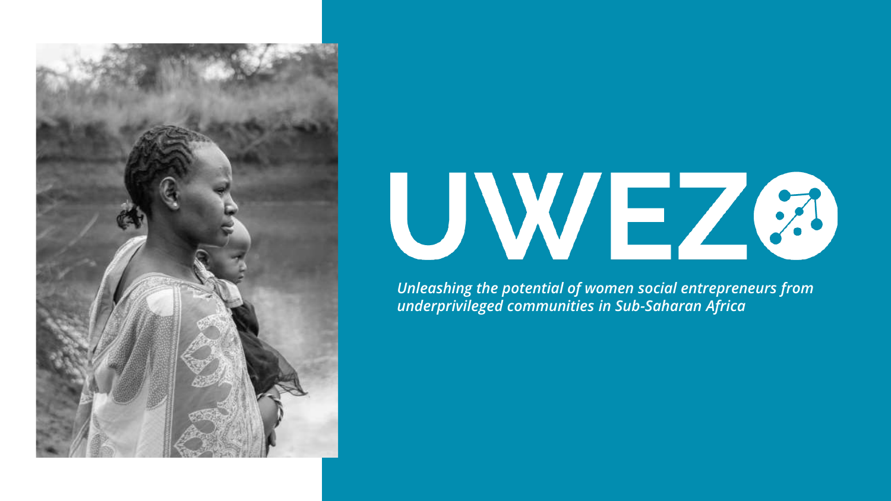# UWEZO

***Unleashing the potential of women social entrepreneurs from underprivileged communities in Sub-Saharan Africa***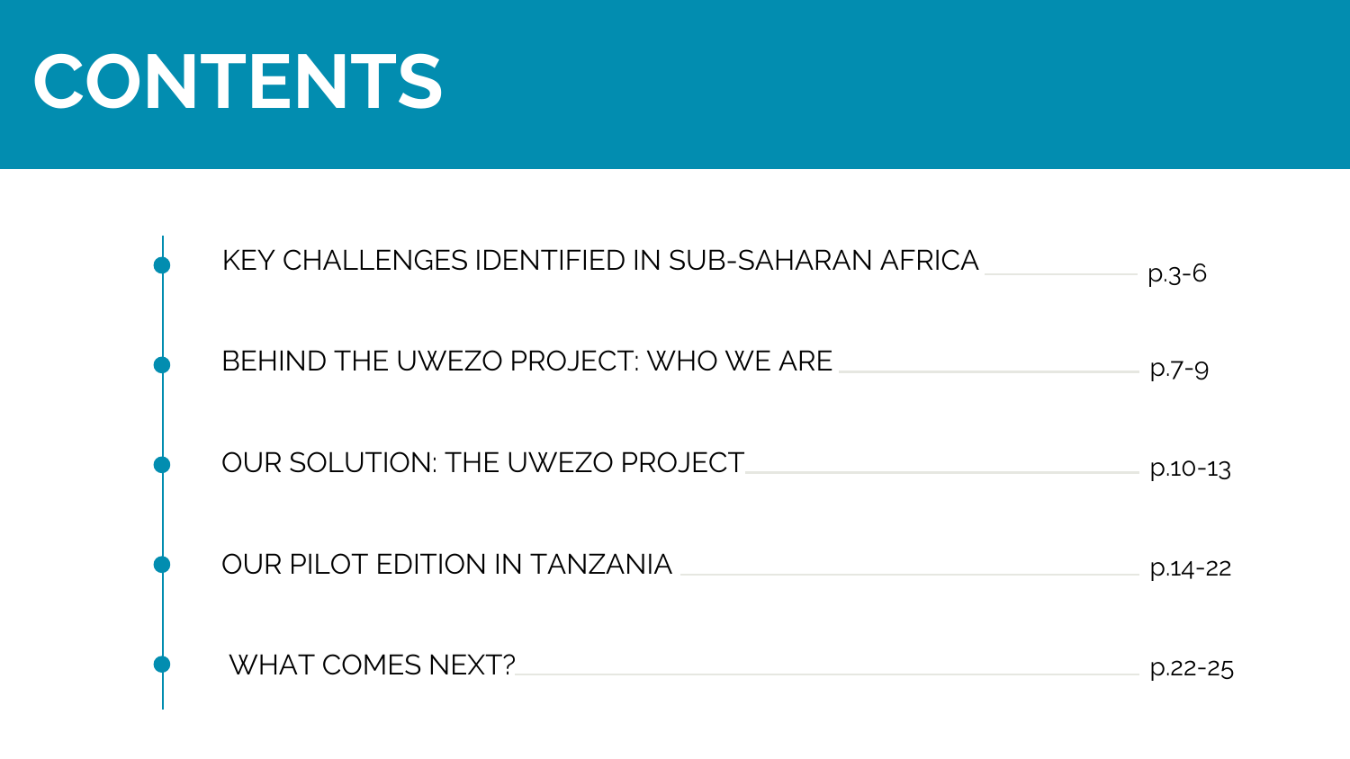# CONTENTS

- KEY CHALLENGES IDENTIFIED IN SUB-SAHARAN AFRICA — p.3-6
- BEHIND THE UWEZO PROJECT: WHO WE ARE — p.7-9
- OUR SOLUTION: THE UWEZO PROJECT — p.10-13
- OUR PILOT EDITION IN TANZANIA — p.14-22
- WHAT COMES NEXT? — p.22-25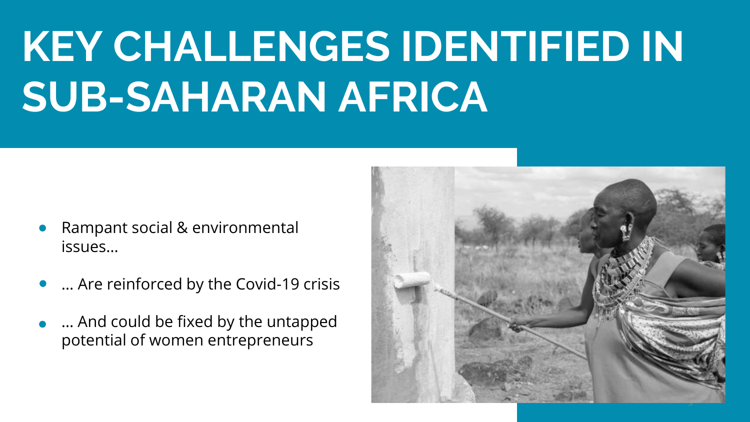# KEY CHALLENGES IDENTIFIED IN SUB-SAHARAN AFRICA

- Rampant social & environmental issues…
- … Are reinforced by the Covid-19 crisis
- … And could be fixed by the untapped potential of women entrepreneurs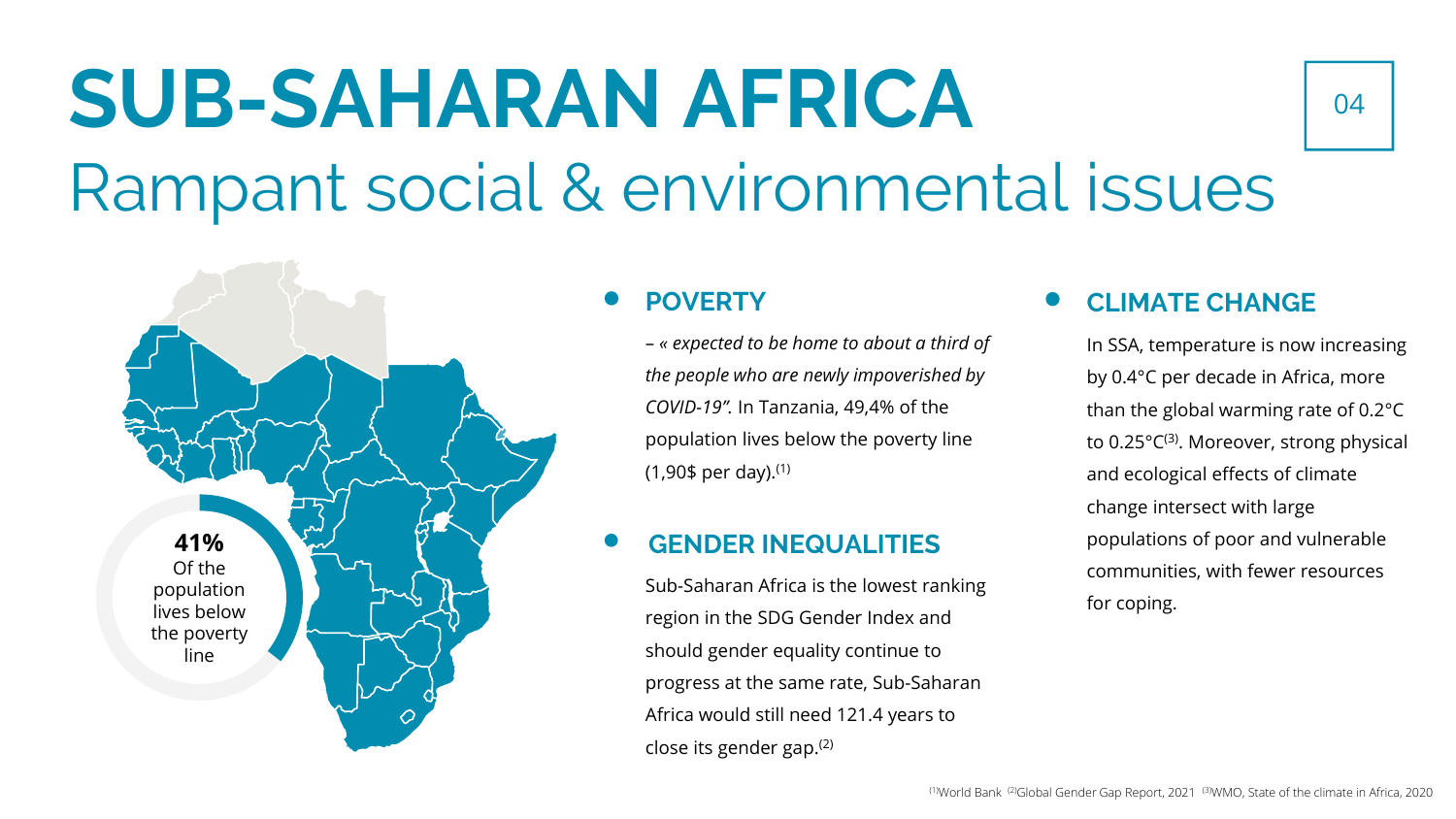# SUB-SAHARAN AFRICA

## Rampant social & environmental issues

**41%**
Of the population lives below the poverty line

### POVERTY

– *« expected to be home to about a third of the people who are newly impoverished by COVID-19".* In Tanzania, 49,4% of the population lives below the poverty line (1,90$ per day).[1]

### GENDER INEQUALITIES

Sub-Saharan Africa is the lowest ranking region in the SDG Gender Index and should gender equality continue to progress at the same rate, Sub-Saharan Africa would still need 121.4 years to close its gender gap.[2]

### CLIMATE CHANGE

In SSA, temperature is now increasing by 0.4°C per decade in Africa, more than the global warming rate of 0.2°C to 0.25°C[3]. Moreover, strong physical and ecological effects of climate change intersect with large populations of poor and vulnerable communities, with fewer resources for coping.

[1]World Bank [2]Global Gender Gap Report, 2021 [3]WMO, State of the climate in Africa, 2020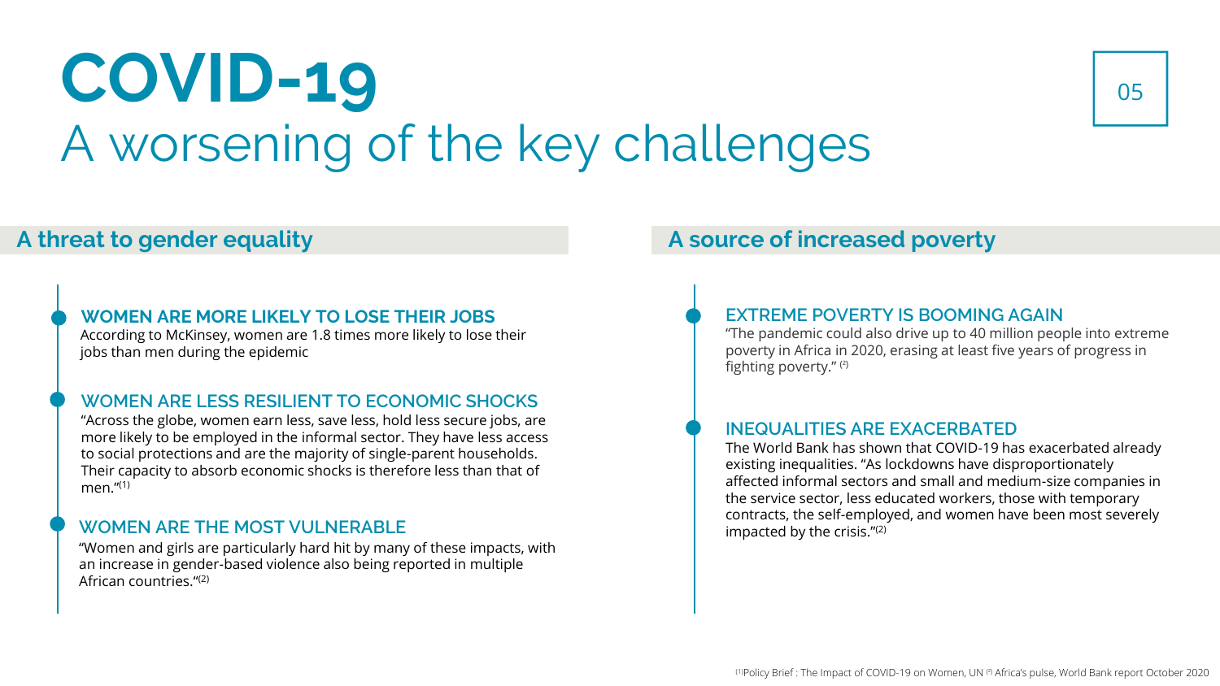# COVID-19

## A worsening of the key challenges

### A threat to gender equality

**WOMEN ARE MORE LIKELY TO LOSE THEIR JOBS**

According to McKinsey, women are 1.8 times more likely to lose their jobs than men during the epidemic

**WOMEN ARE LESS RESILIENT TO ECONOMIC SHOCKS**

"Across the globe, women earn less, save less, hold less secure jobs, are more likely to be employed in the informal sector. They have less access to social protections and are the majority of single-parent households. Their capacity to absorb economic shocks is therefore less than that of men."[1]

**WOMEN ARE THE MOST VULNERABLE**

"Women and girls are particularly hard hit by many of these impacts, with an increase in gender-based violence also being reported in multiple African countries."[2]

### A source of increased poverty

**EXTREME POVERTY IS BOOMING AGAIN**

"The pandemic could also drive up to 40 million people into extreme poverty in Africa in 2020, erasing at least five years of progress in fighting poverty." [2]

**INEQUALITIES ARE EXACERBATED**

The World Bank has shown that COVID-19 has exacerbated already existing inequalities. "As lockdowns have disproportionately affected informal sectors and small and medium-size companies in the service sector, less educated workers, those with temporary contracts, the self-employed, and women have been most severely impacted by the crisis."[2]

[1] Policy Brief : The Impact of COVID-19 on Women, UN [2] Africa's pulse, World Bank report October 2020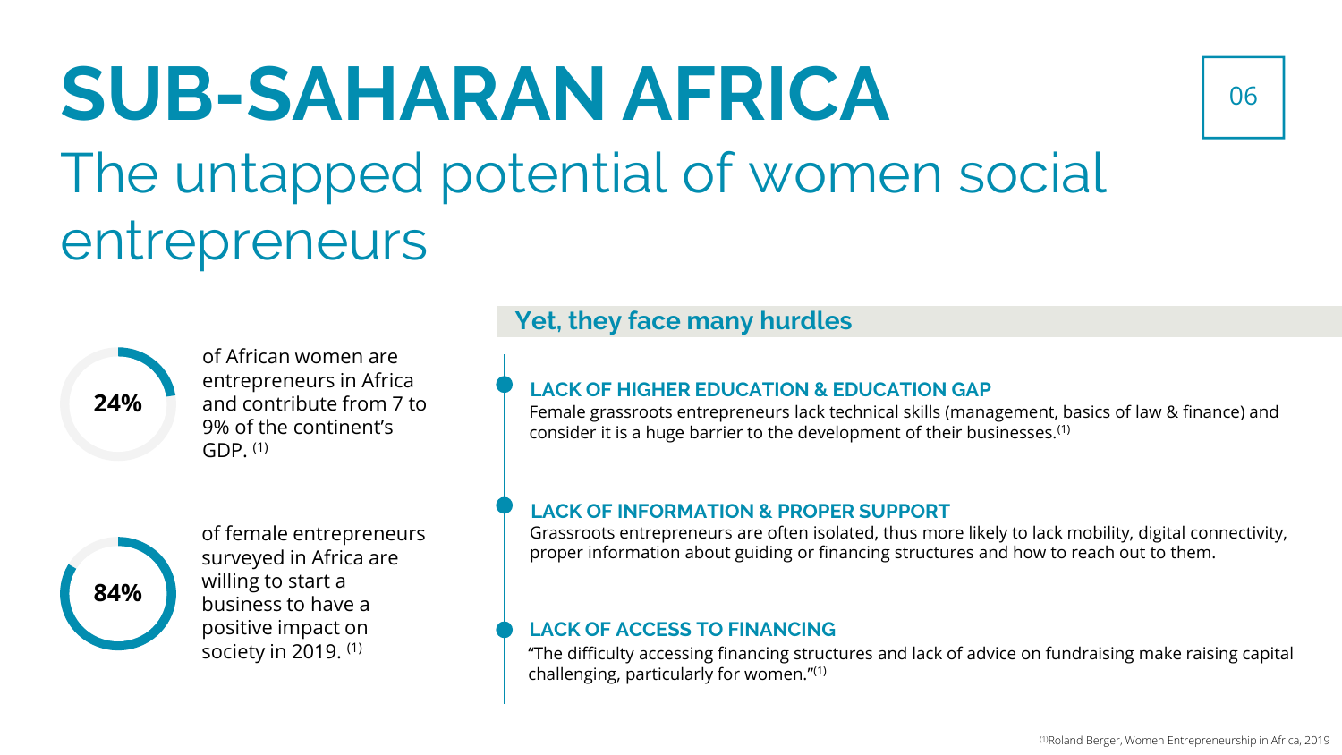# SUB-SAHARAN AFRICA

## The untapped potential of women social entrepreneurs

**24%** of African women are entrepreneurs in Africa and contribute from 7 to 9% of the continent's GDP. [1]

**84%** of female entrepreneurs surveyed in Africa are willing to start a business to have a positive impact on society in 2019. [1]

### Yet, they face many hurdles

**LACK OF HIGHER EDUCATION & EDUCATION GAP**

Female grassroots entrepreneurs lack technical skills (management, basics of law & finance) and consider it is a huge barrier to the development of their businesses.[1]

**LACK OF INFORMATION & PROPER SUPPORT**

Grassroots entrepreneurs are often isolated, thus more likely to lack mobility, digital connectivity, proper information about guiding or financing structures and how to reach out to them.

**LACK OF ACCESS TO FINANCING**

"The difficulty accessing financing structures and lack of advice on fundraising make raising capital challenging, particularly for women."[1]

[1]Roland Berger, Women Entrepreneurship in Africa, 2019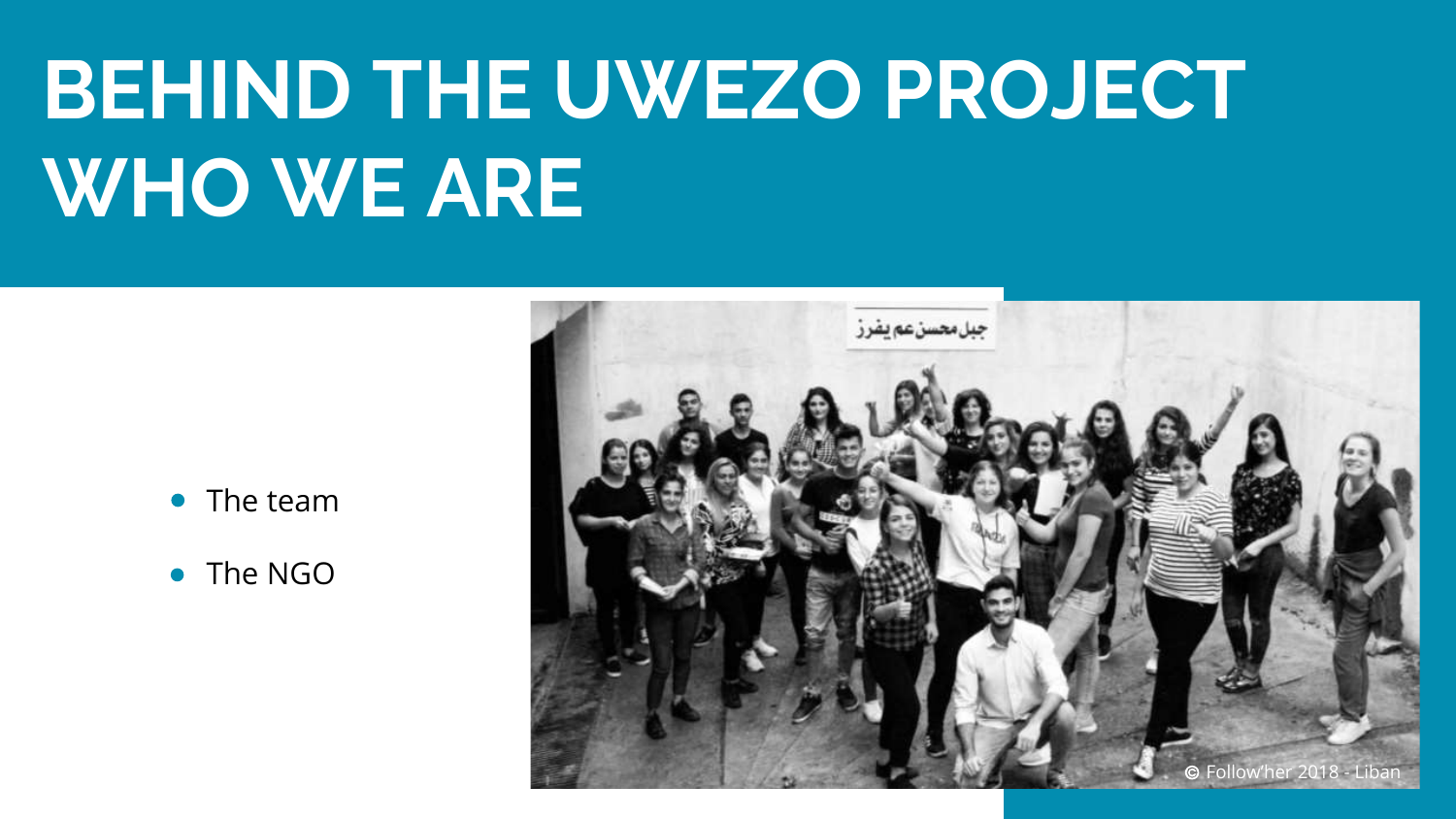# BEHIND THE UWEZO PROJECT WHO WE ARE

- The team
- The NGO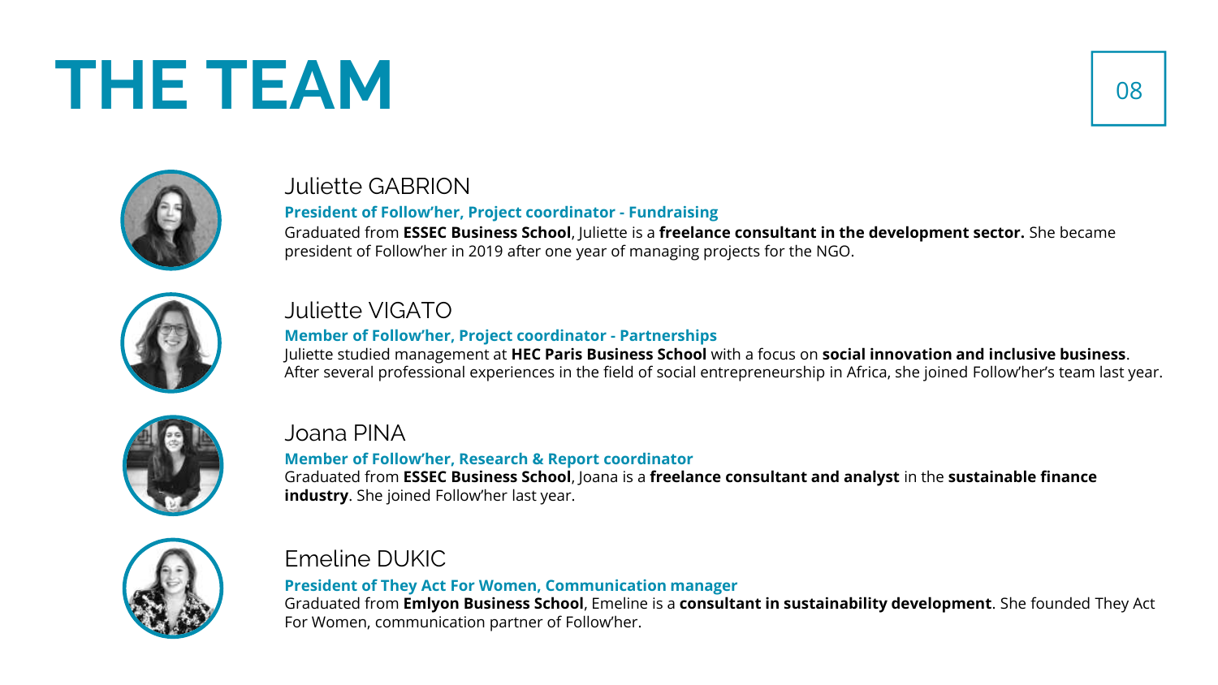# THE TEAM

## Juliette GABRION

**President of Follow'her, Project coordinator - Fundraising**

Graduated from **ESSEC Business School**, Juliette is a **freelance consultant in the development sector.** She became president of Follow'her in 2019 after one year of managing projects for the NGO.

## Juliette VIGATO

**Member of Follow'her, Project coordinator - Partnerships**

Juliette studied management at **HEC Paris Business School** with a focus on **social innovation and inclusive business**. After several professional experiences in the field of social entrepreneurship in Africa, she joined Follow'her's team last year.

## Joana PINA

**Member of Follow'her, Research & Report coordinator**

Graduated from **ESSEC Business School**, Joana is a **freelance consultant and analyst** in the **sustainable finance industry**. She joined Follow'her last year.

## Emeline DUKIC

**President of They Act For Women, Communication manager**

Graduated from **Emlyon Business School**, Emeline is a **consultant in sustainability development**. She founded They Act For Women, communication partner of Follow'her.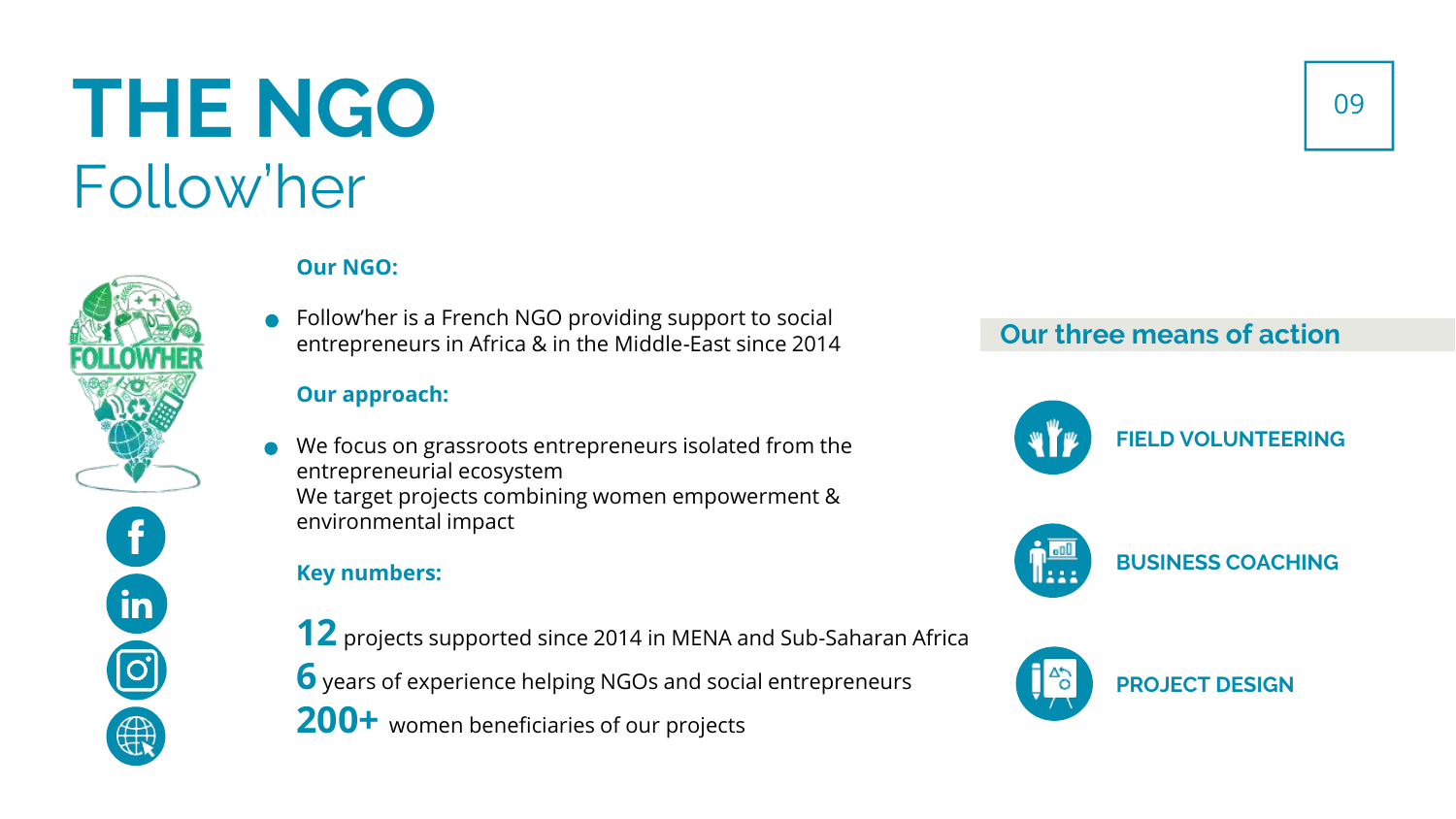# THE NGO

## Follow'her

**Our NGO:**

- Follow'her is a French NGO providing support to social entrepreneurs in Africa & in the Middle-East since 2014

**Our approach:**

- We focus on grassroots entrepreneurs isolated from the entrepreneurial ecosystem
  We target projects combining women empowerment & environmental impact

**Key numbers:**

**12** projects supported since 2014 in MENA and Sub-Saharan Africa

**6** years of experience helping NGOs and social entrepreneurs

**200+** women beneficiaries of our projects

### Our three means of action

**FIELD VOLUNTEERING**

**BUSINESS COACHING**

**PROJECT DESIGN**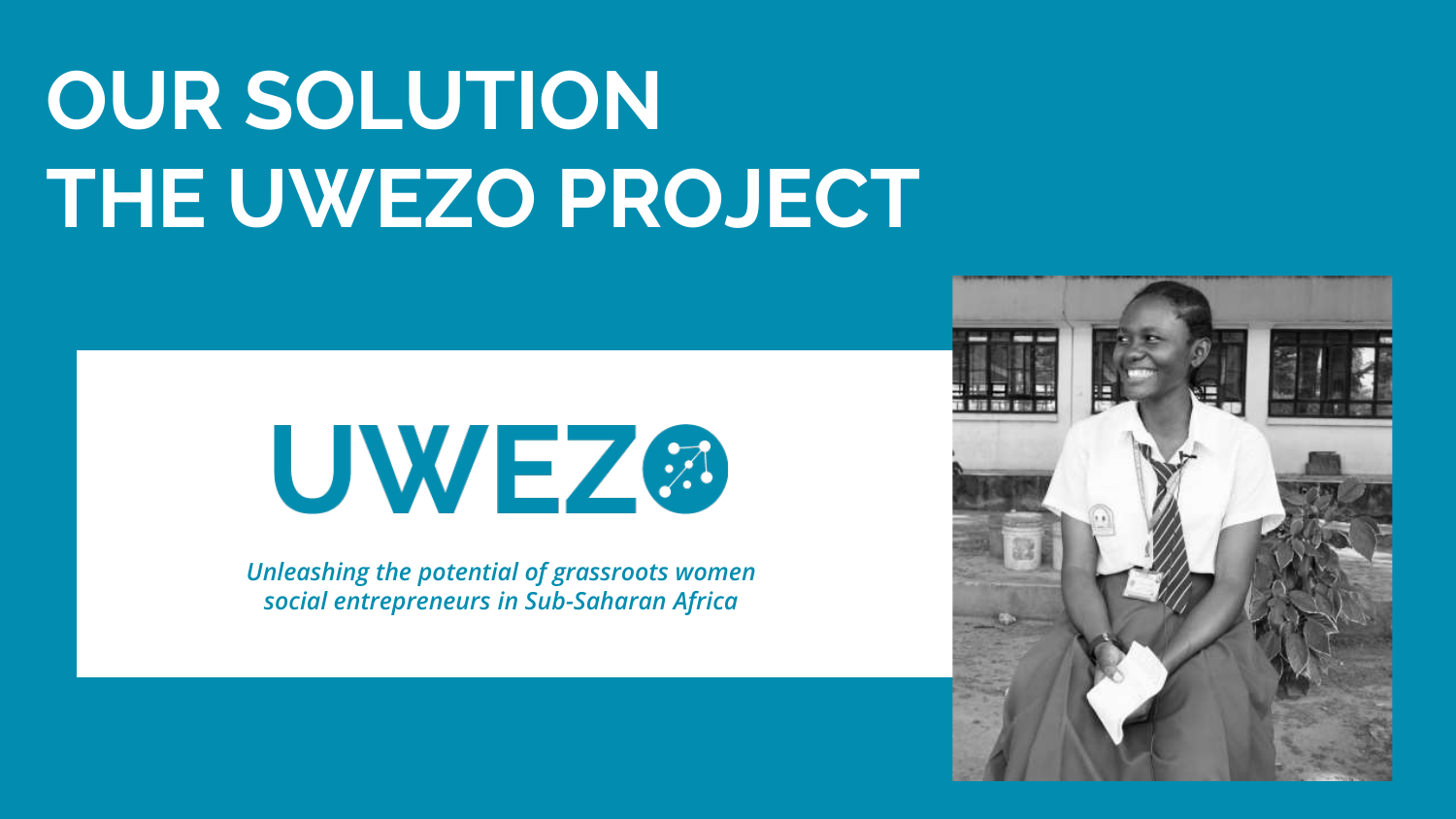# OUR SOLUTION
# THE UWEZO PROJECT

UWEZO

*Unleashing the potential of grassroots women social entrepreneurs in Sub-Saharan Africa*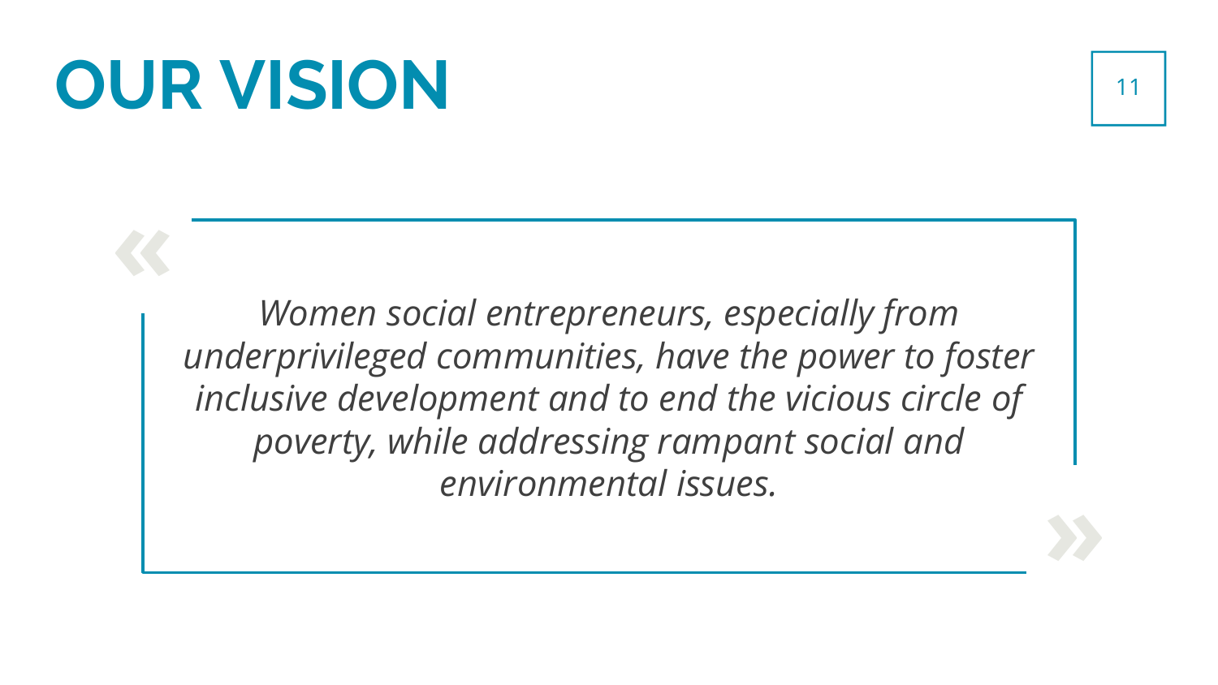# OUR VISION

> *Women social entrepreneurs, especially from underprivileged communities, have the power to foster inclusive development and to end the vicious circle of poverty, while addressing rampant social and environmental issues.*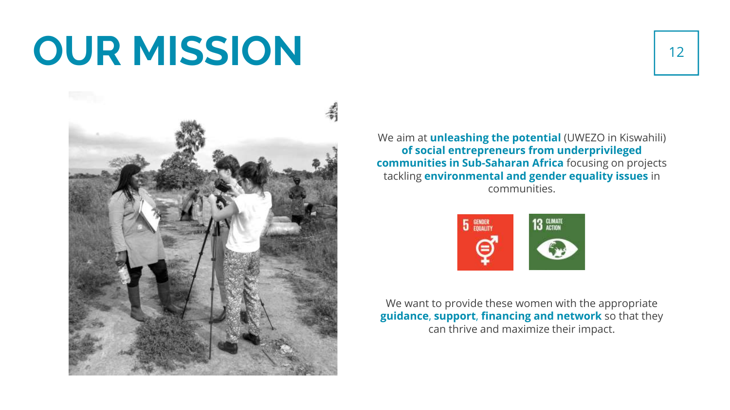# OUR MISSION

We aim at **unleashing the potential** (UWEZO in Kiswahili) **of social entrepreneurs from underprivileged communities in Sub-Saharan Africa** focusing on projects tackling **environmental and gender equality issues** in communities.

We want to provide these women with the appropriate **guidance**, **support**, **financing and network** so that they can thrive and maximize their impact.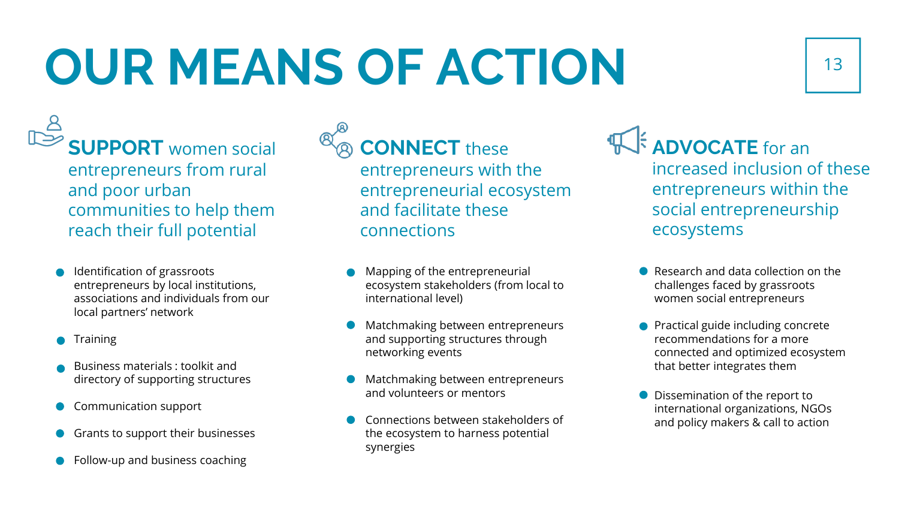# OUR MEANS OF ACTION

## **SUPPORT** women social entrepreneurs from rural and poor urban communities to help them reach their full potential

- Identification of grassroots entrepreneurs by local institutions, associations and individuals from our local partners' network
- Training
- Business materials : toolkit and directory of supporting structures
- Communication support
- Grants to support their businesses
- Follow-up and business coaching

## **CONNECT** these entrepreneurs with the entrepreneurial ecosystem and facilitate these connections

- Mapping of the entrepreneurial ecosystem stakeholders (from local to international level)
- Matchmaking between entrepreneurs and supporting structures through networking events
- Matchmaking between entrepreneurs and volunteers or mentors
- Connections between stakeholders of the ecosystem to harness potential synergies

## **ADVOCATE** for an increased inclusion of these entrepreneurs within the social entrepreneurship ecosystems

- Research and data collection on the challenges faced by grassroots women social entrepreneurs
- Practical guide including concrete recommendations for a more connected and optimized ecosystem that better integrates them
- Dissemination of the report to international organizations, NGOs and policy makers & call to action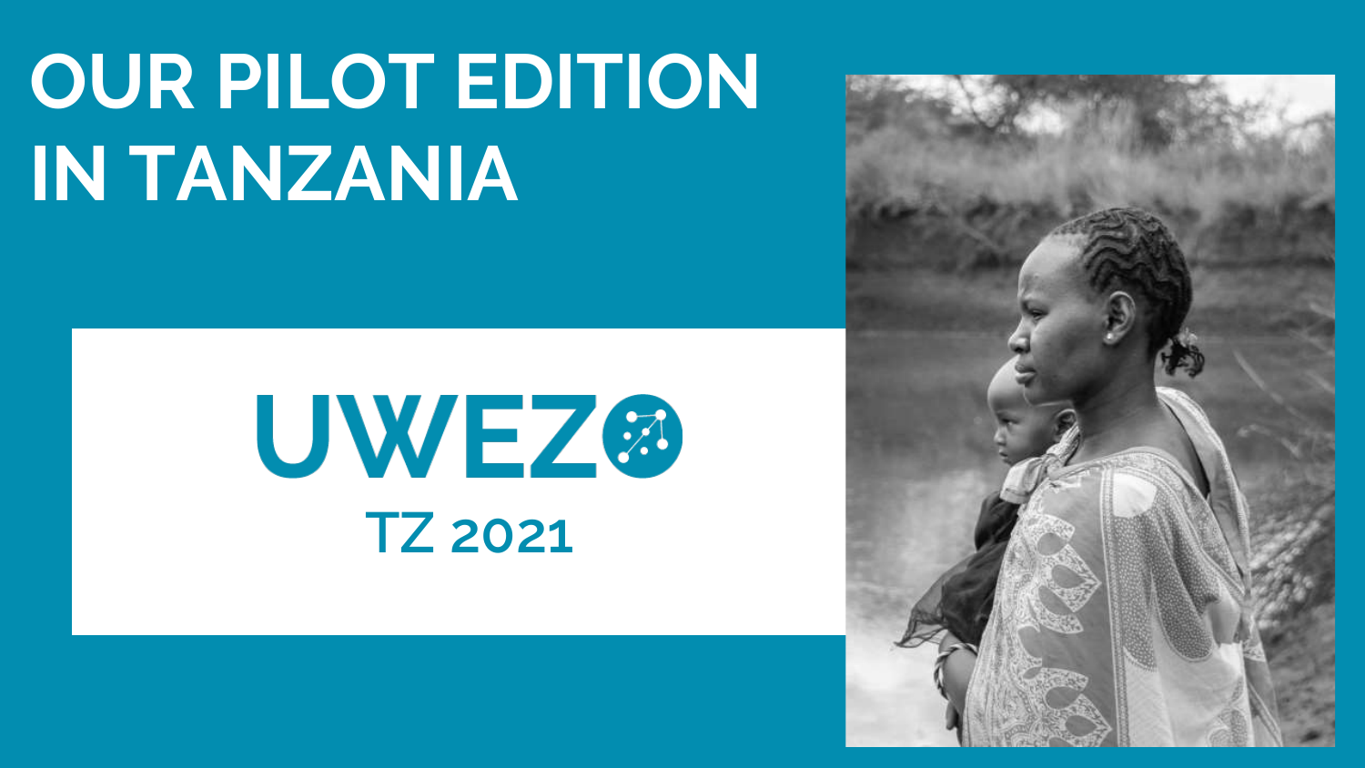# OUR PILOT EDITION IN TANZANIA

UWEZO

TZ 2021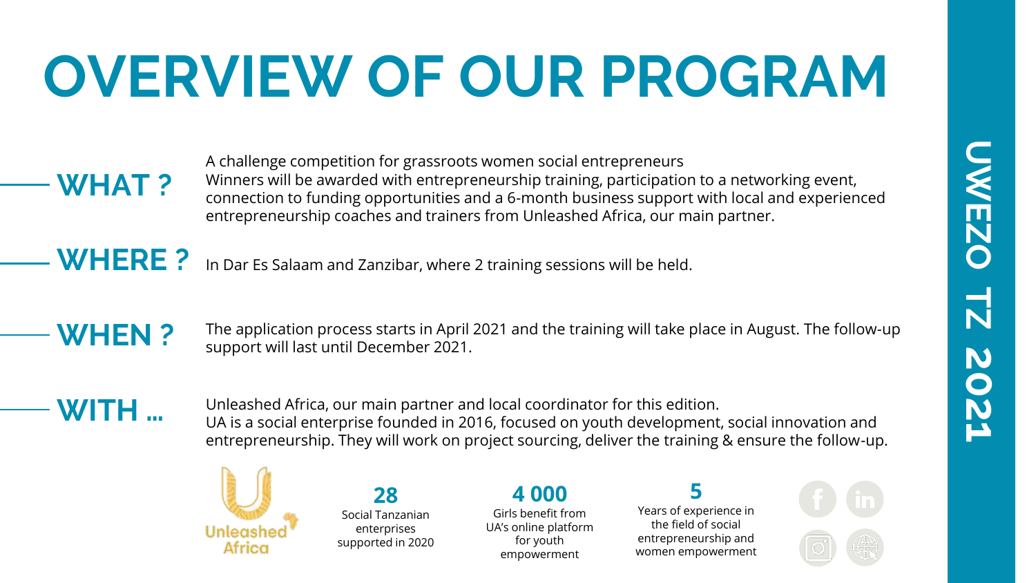# OVERVIEW OF OUR PROGRAM

**UWEZO TZ 2021**

## WHAT ?

A challenge competition for grassroots women social entrepreneurs
Winners will be awarded with entrepreneurship training, participation to a networking event, connection to funding opportunities and a 6-month business support with local and experienced entrepreneurship coaches and trainers from Unleashed Africa, our main partner.

## WHERE ?

In Dar Es Salaam and Zanzibar, where 2 training sessions will be held.

## WHEN ?

The application process starts in April 2021 and the training will take place in August. The follow-up support will last until December 2021.

## WITH ...

Unleashed Africa, our main partner and local coordinator for this edition.
UA is a social enterprise founded in 2016, focused on youth development, social innovation and entrepreneurship. They will work on project sourcing, deliver the training & ensure the follow-up.

Unleashed Africa

**28**
Social Tanzanian enterprises supported in 2020

**4 000**
Girls benefit from UA's online platform for youth empowerment

**5**
Years of experience in the field of social entrepreneurship and women empowerment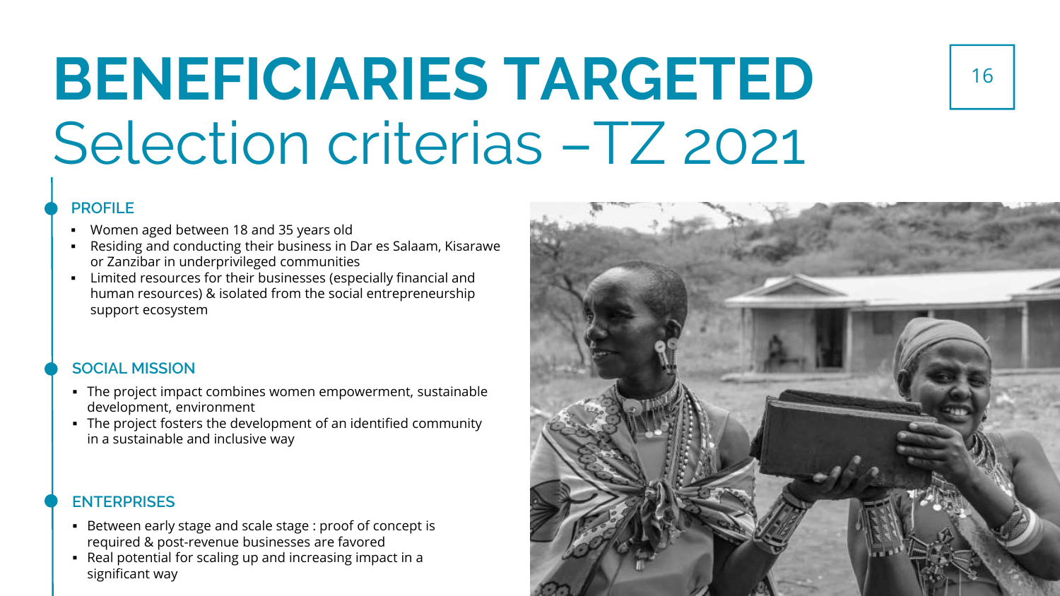# BENEFICIARIES TARGETED

## Selection criterias –TZ 2021

### PROFILE

- Women aged between 18 and 35 years old
- Residing and conducting their business in Dar es Salaam, Kisarawe or Zanzibar in underprivileged communities
- Limited resources for their businesses (especially financial and human resources) & isolated from the social entrepreneurship support ecosystem

### SOCIAL MISSION

- The project impact combines women empowerment, sustainable development, environment
- The project fosters the development of an identified community in a sustainable and inclusive way

### ENTERPRISES

- Between early stage and scale stage : proof of concept is required & post-revenue businesses are favored
- Real potential for scaling up and increasing impact in a significant way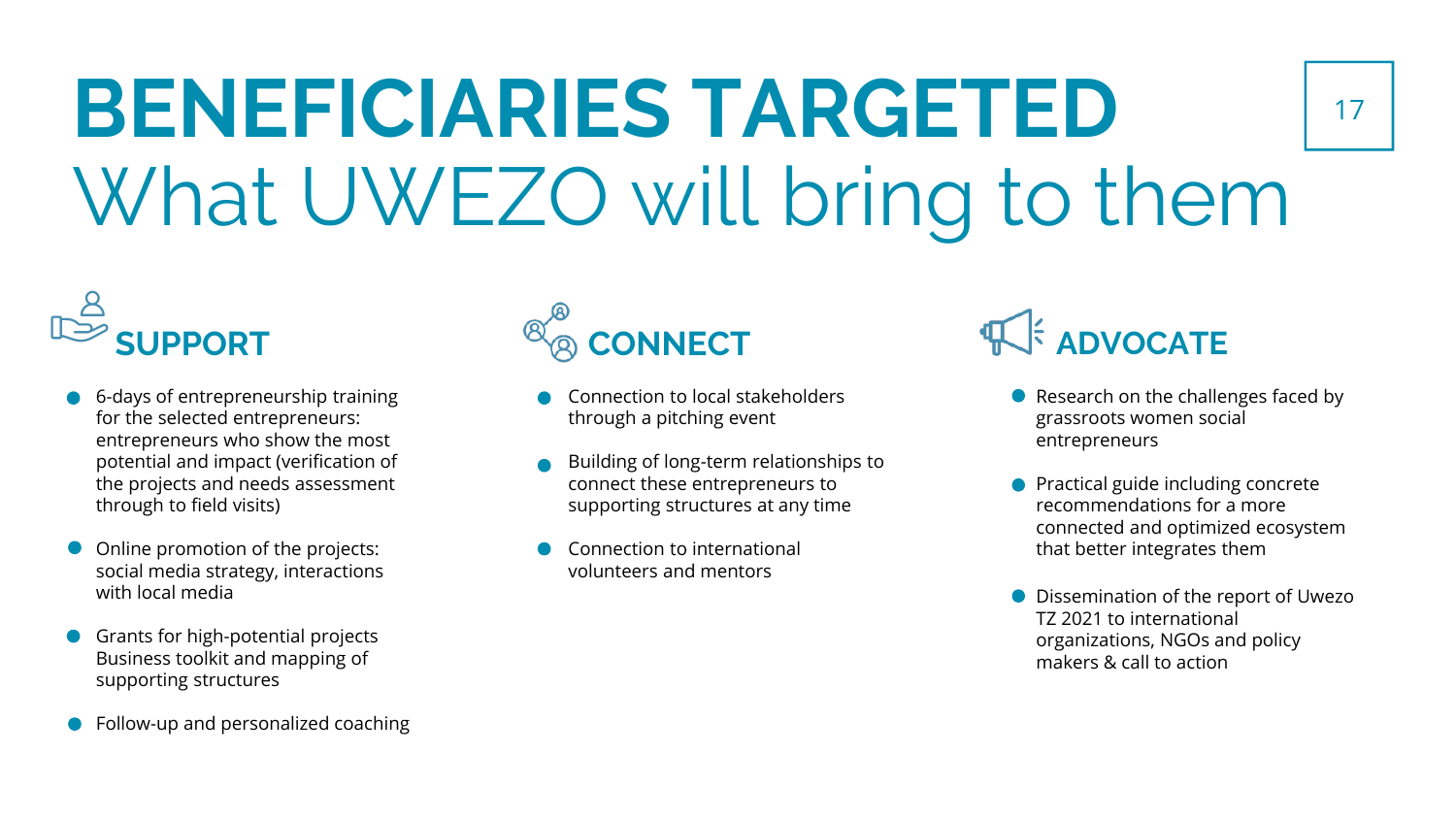# BENEFICIARIES TARGETED
## What UWEZO will bring to them

### SUPPORT

- 6-days of entrepreneurship training for the selected entrepreneurs: entrepreneurs who show the most potential and impact (verification of the projects and needs assessment through to field visits)
- Online promotion of the projects: social media strategy, interactions with local media
- Grants for high-potential projects Business toolkit and mapping of supporting structures
- Follow-up and personalized coaching

### CONNECT

- Connection to local stakeholders through a pitching event
- Building of long-term relationships to connect these entrepreneurs to supporting structures at any time
- Connection to international volunteers and mentors

### ADVOCATE

- Research on the challenges faced by grassroots women social entrepreneurs
- Practical guide including concrete recommendations for a more connected and optimized ecosystem that better integrates them
- Dissemination of the report of Uwezo TZ 2021 to international organizations, NGOs and policy makers & call to action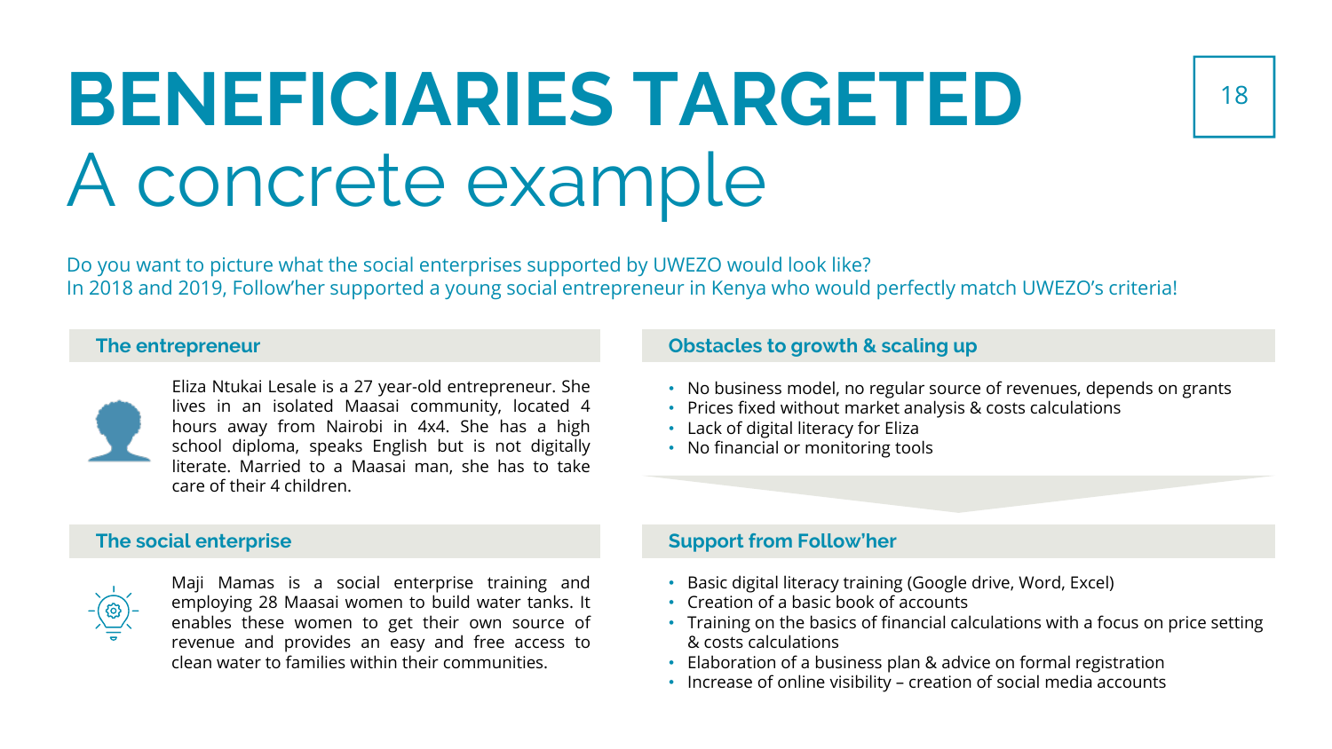# BENEFICIARIES TARGETED

## A concrete example

Do you want to picture what the social enterprises supported by UWEZO would look like?
In 2018 and 2019, Follow'her supported a young social entrepreneur in Kenya who would perfectly match UWEZO's criteria!

### The entrepreneur

Eliza Ntukai Lesale is a 27 year-old entrepreneur. She lives in an isolated Maasai community, located 4 hours away from Nairobi in 4x4. She has a high school diploma, speaks English but is not digitally literate. Married to a Maasai man, she has to take care of their 4 children.

### Obstacles to growth & scaling up

- No business model, no regular source of revenues, depends on grants
- Prices fixed without market analysis & costs calculations
- Lack of digital literacy for Eliza
- No financial or monitoring tools

### The social enterprise

Maji Mamas is a social enterprise training and employing 28 Maasai women to build water tanks. It enables these women to get their own source of revenue and provides an easy and free access to clean water to families within their communities.

### Support from Follow'her

- Basic digital literacy training (Google drive, Word, Excel)
- Creation of a basic book of accounts
- Training on the basics of financial calculations with a focus on price setting & costs calculations
- Elaboration of a business plan & advice on formal registration
- Increase of online visibility – creation of social media accounts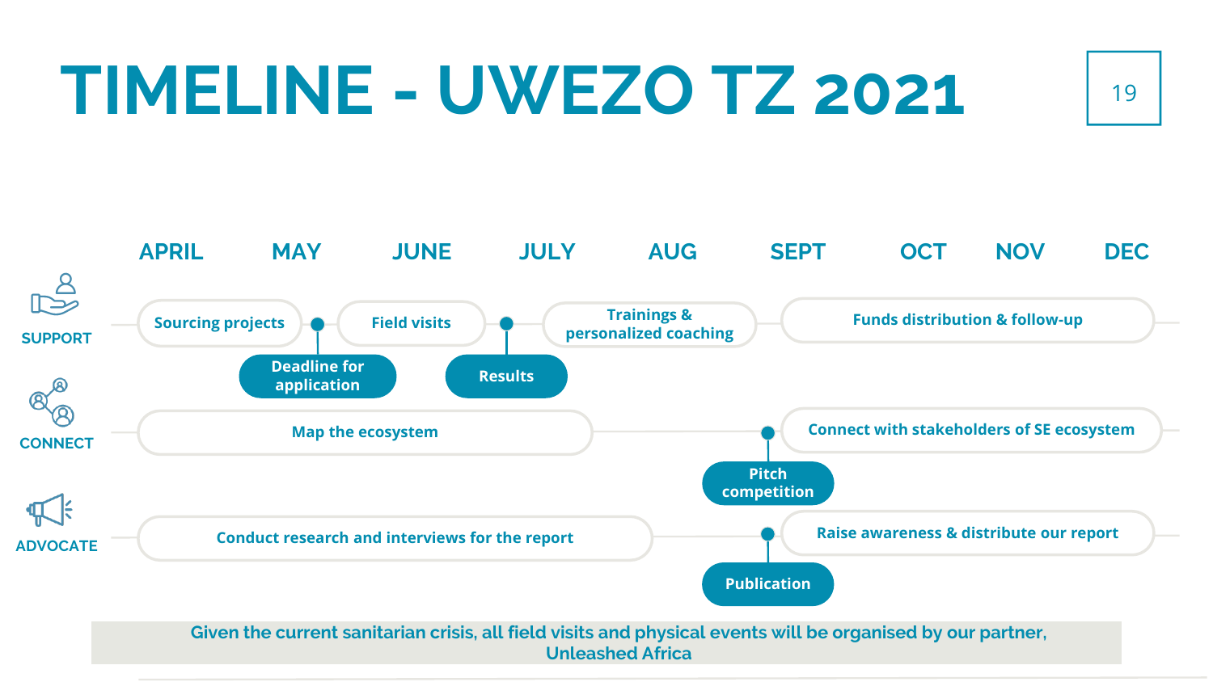# TIMELINE - UWEZO TZ 2021

| | APRIL | MAY | JUNE | JULY | AUG | SEPT | OCT | NOV | DEC |
|---|---|---|---|---|---|---|---|---|---|
| **SUPPORT** | Sourcing projects | Deadline for application | Field visits | Results | Trainings & personalized coaching | | Funds distribution & follow-up | | |
| **CONNECT** | Map the ecosystem | | | | | Pitch competition | Connect with stakeholders of SE ecosystem | | |
| **ADVOCATE** | Conduct research and interviews for the report | | | | | Publication | Raise awareness & distribute our report | | |

**Given the current sanitarian crisis, all field visits and physical events will be organised by our partner, Unleashed Africa**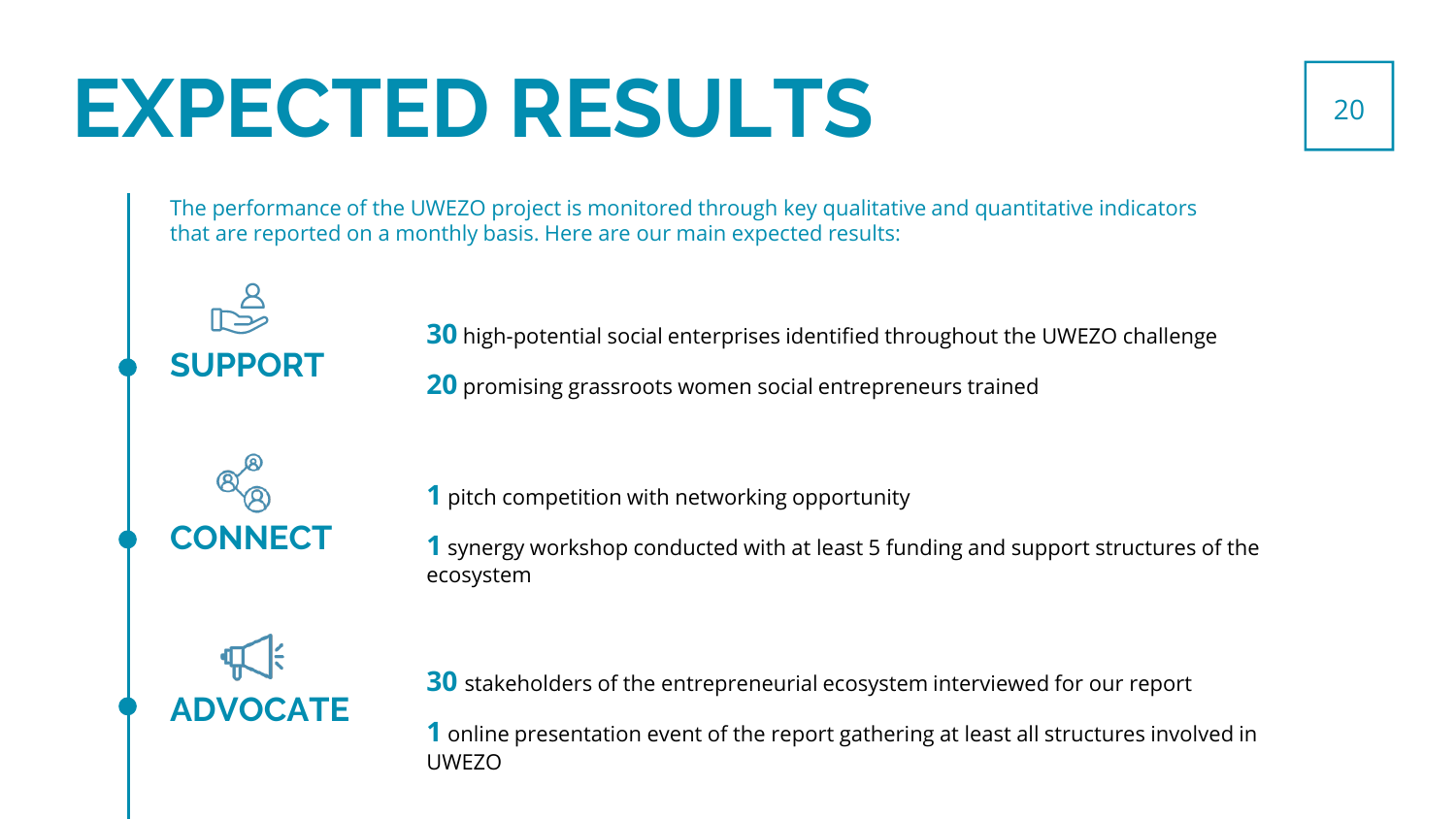# EXPECTED RESULTS

The performance of the UWEZO project is monitored through key qualitative and quantitative indicators that are reported on a monthly basis. Here are our main expected results:

## SUPPORT

**30** high-potential social enterprises identified throughout the UWEZO challenge

**20** promising grassroots women social entrepreneurs trained

## CONNECT

**1** pitch competition with networking opportunity

**1** synergy workshop conducted with at least 5 funding and support structures of the ecosystem

## ADVOCATE

**30** stakeholders of the entrepreneurial ecosystem interviewed for our report

**1** online presentation event of the report gathering at least all structures involved in UWEZO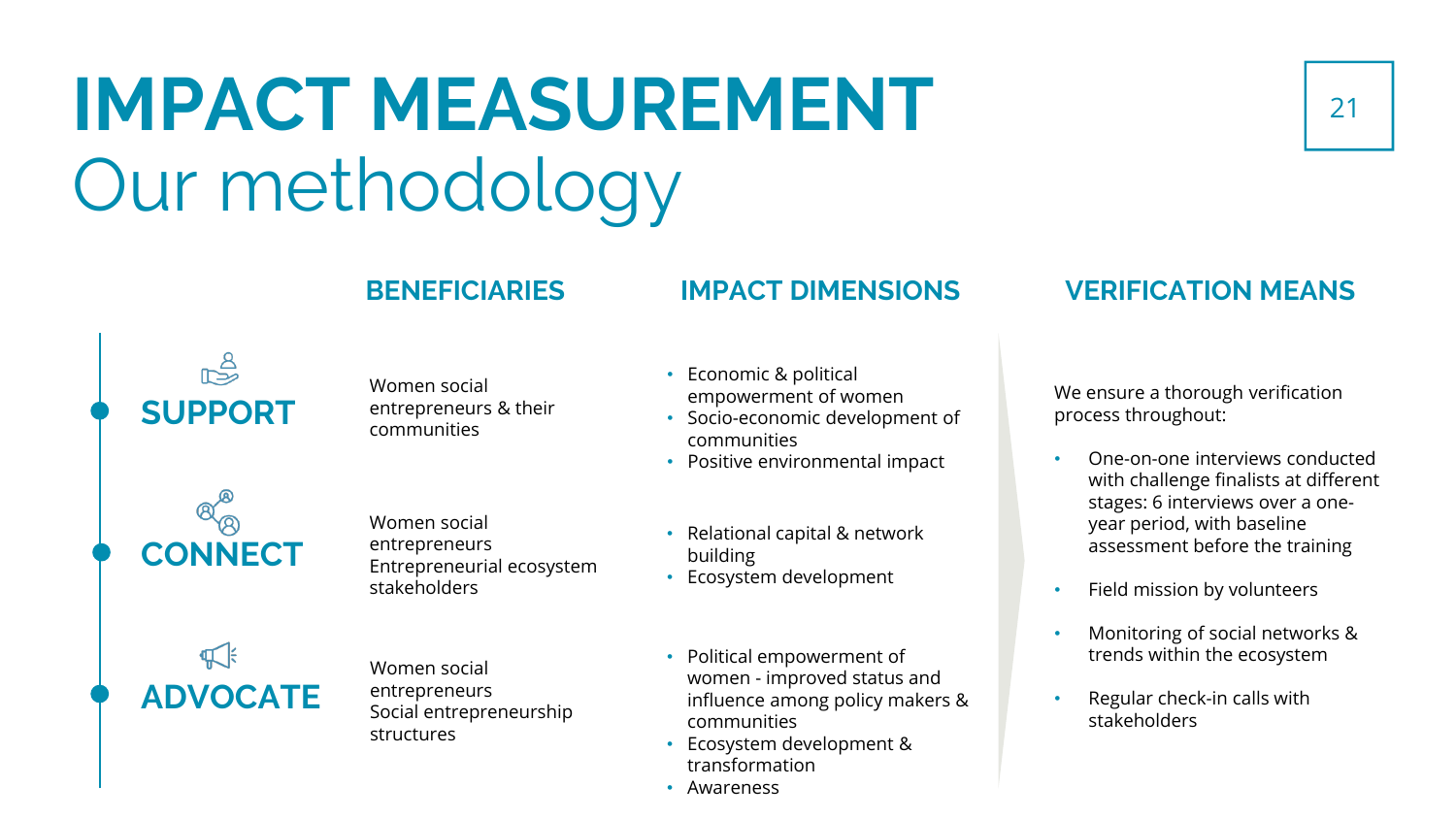# IMPACT MEASUREMENT
## Our methodology

| | BENEFICIARIES | IMPACT DIMENSIONS |
|---|---|---|
| **SUPPORT** | Women social entrepreneurs & their communities | • Economic & political empowerment of women<br>• Socio-economic development of communities<br>• Positive environmental impact |
| **CONNECT** | Women social entrepreneurs<br>Entrepreneurial ecosystem stakeholders | • Relational capital & network building<br>• Ecosystem development |
| **ADVOCATE** | Women social entrepreneurs<br>Social entrepreneurship structures | • Political empowerment of women - improved status and influence among policy makers & communities<br>• Ecosystem development & transformation<br>• Awareness |

### VERIFICATION MEANS

We ensure a thorough verification process throughout:

- One-on-one interviews conducted with challenge finalists at different stages: 6 interviews over a one-year period, with baseline assessment before the training
- Field mission by volunteers
- Monitoring of social networks & trends within the ecosystem
- Regular check-in calls with stakeholders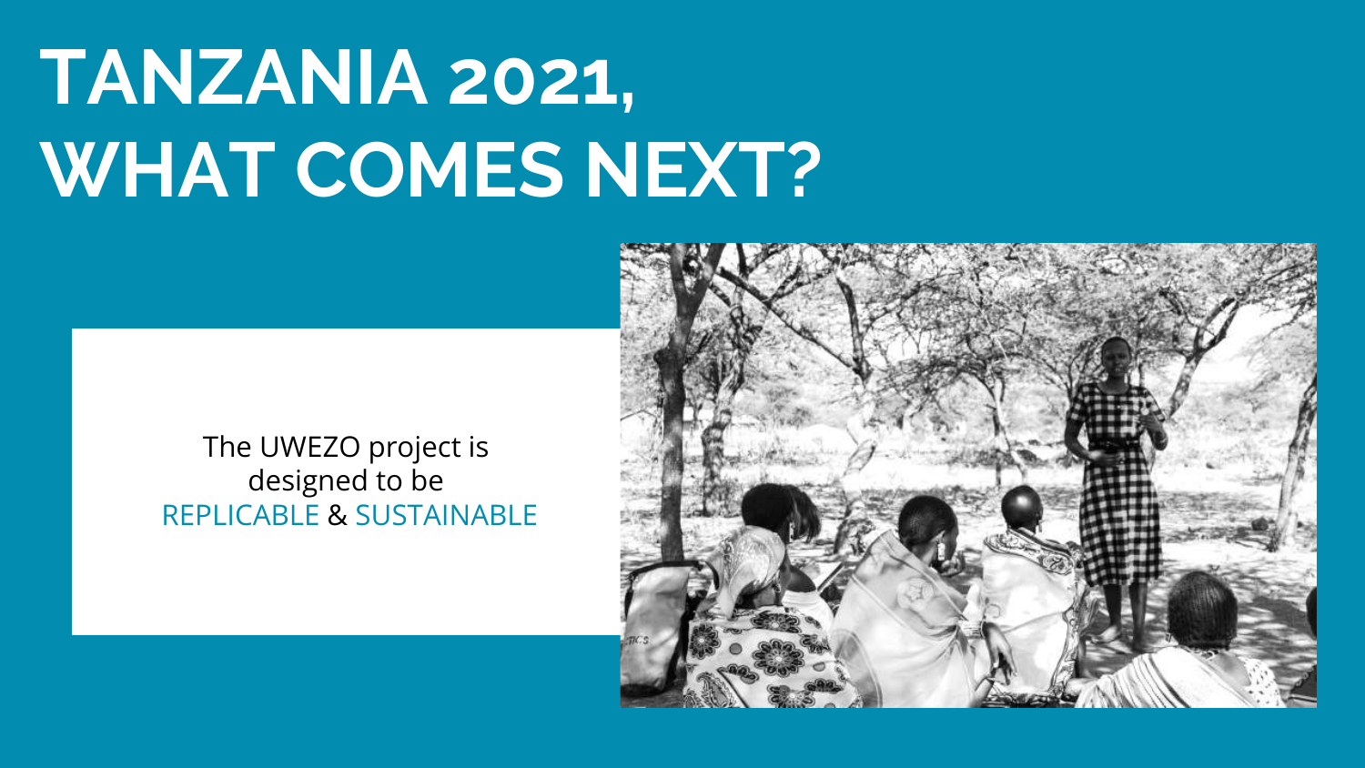# TANZANIA 2021, WHAT COMES NEXT?

The UWEZO project is designed to be REPLICABLE & SUSTAINABLE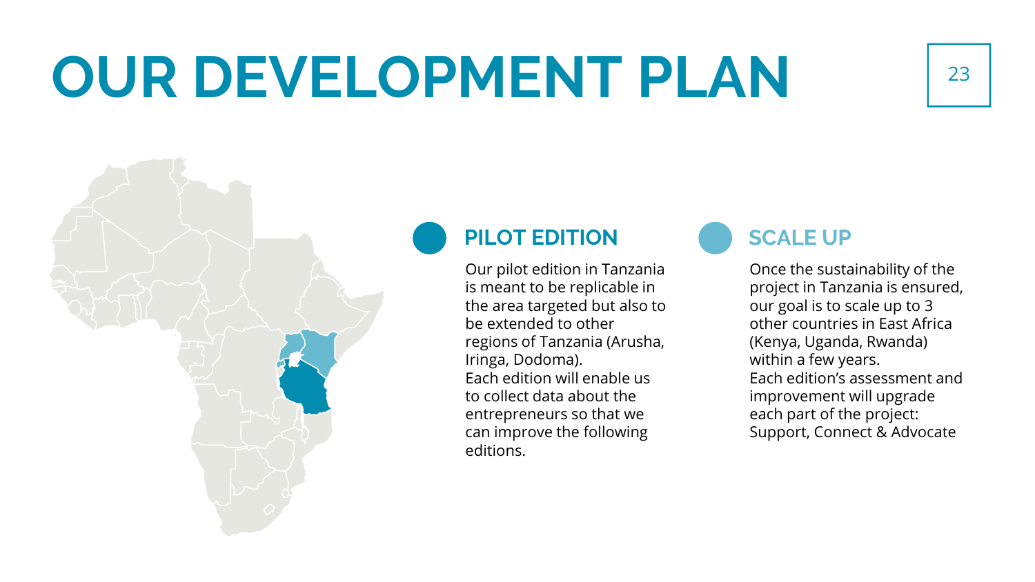# OUR DEVELOPMENT PLAN

## PILOT EDITION

Our pilot edition in Tanzania is meant to be replicable in the area targeted but also to be extended to other regions of Tanzania (Arusha, Iringa, Dodoma).
Each edition will enable us to collect data about the entrepreneurs so that we can improve the following editions.

## SCALE UP

Once the sustainability of the project in Tanzania is ensured, our goal is to scale up to 3 other countries in East Africa (Kenya, Uganda, Rwanda) within a few years.
Each edition's assessment and improvement will upgrade each part of the project: Support, Connect & Advocate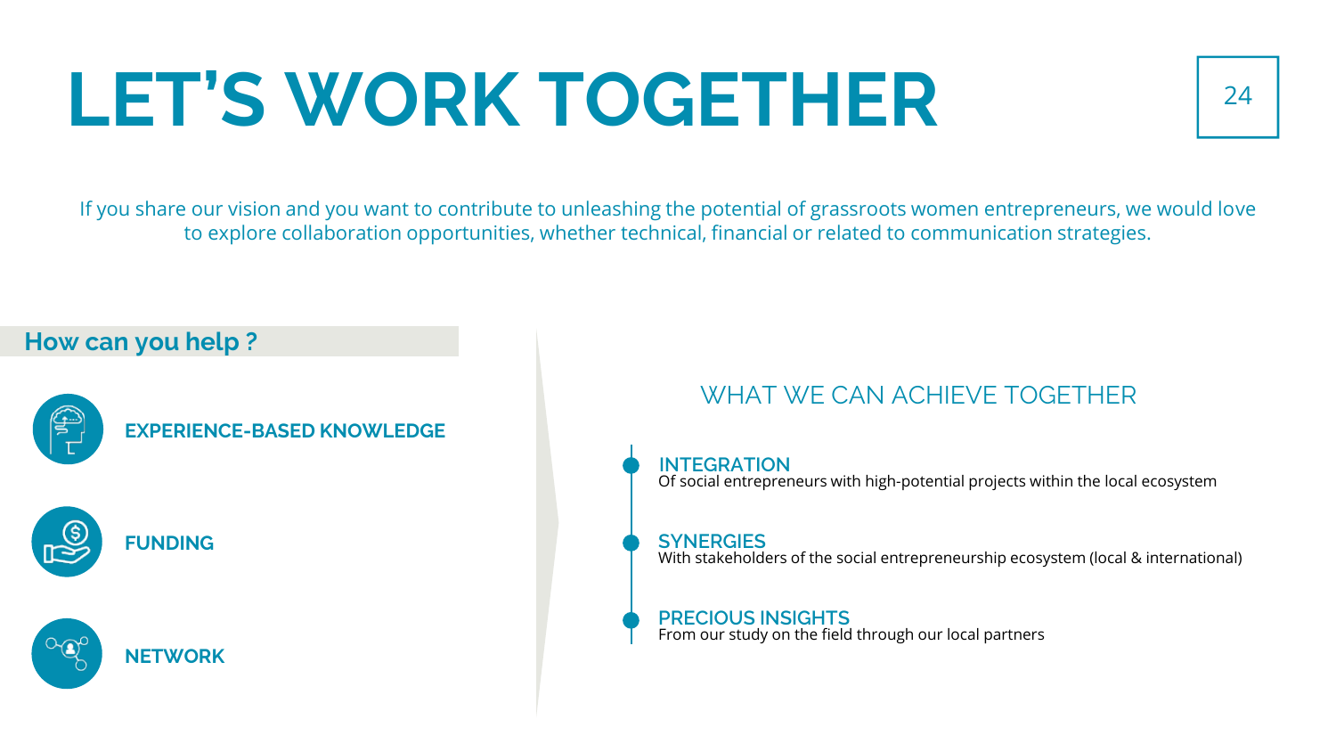# LET'S WORK TOGETHER

If you share our vision and you want to contribute to unleashing the potential of grassroots women entrepreneurs, we would love to explore collaboration opportunities, whether technical, financial or related to communication strategies.

## How can you help ?

- **EXPERIENCE-BASED KNOWLEDGE**
- **FUNDING**
- **NETWORK**

## WHAT WE CAN ACHIEVE TOGETHER

**INTEGRATION**
Of social entrepreneurs with high-potential projects within the local ecosystem

**SYNERGIES**
With stakeholders of the social entrepreneurship ecosystem (local & international)

**PRECIOUS INSIGHTS**
From our study on the field through our local partners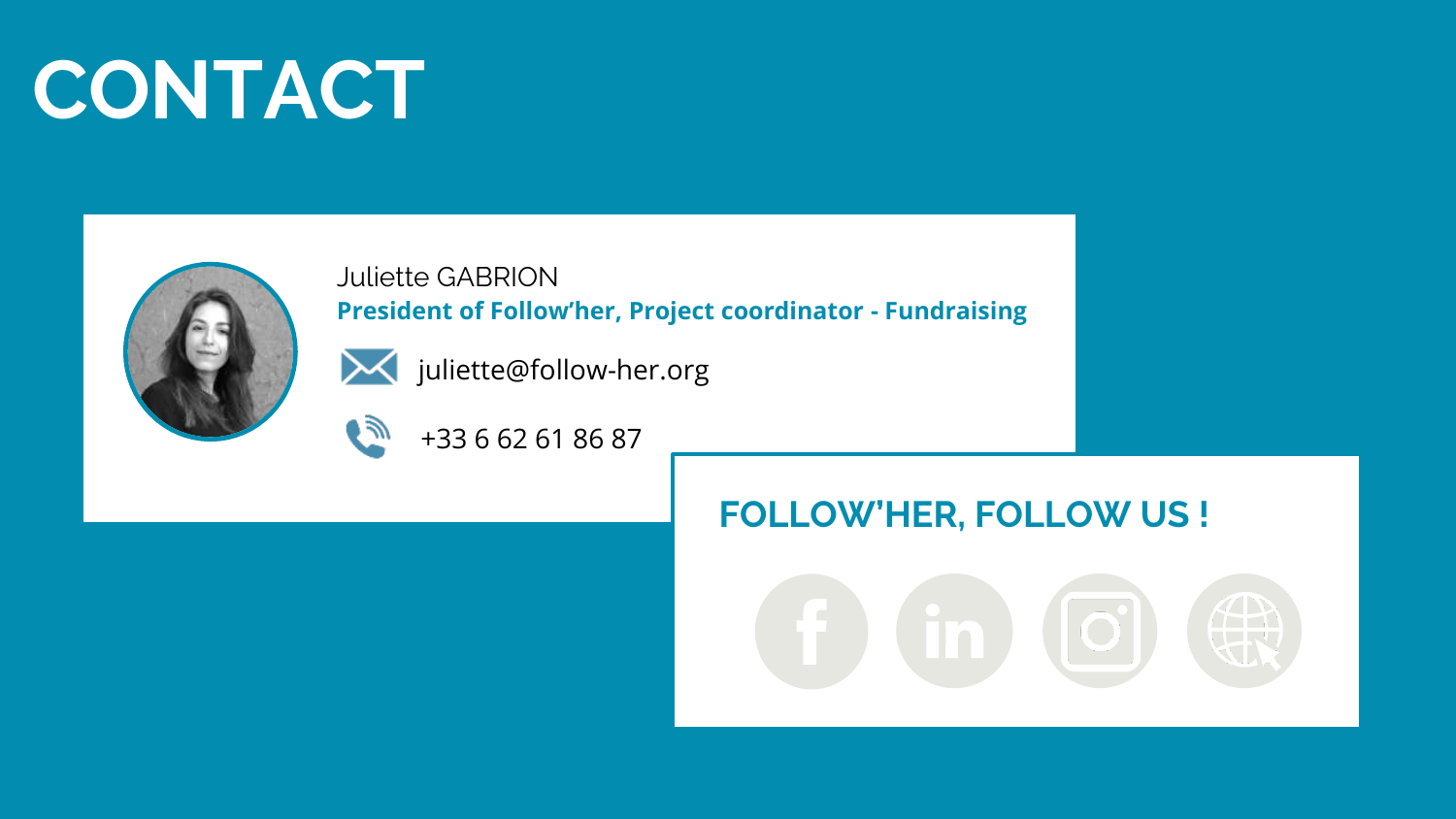# CONTACT

Juliette GABRION

**President of Follow'her, Project coordinator - Fundraising**

juliette@follow-her.org

+33 6 62 61 86 87

## FOLLOW'HER, FOLLOW US !